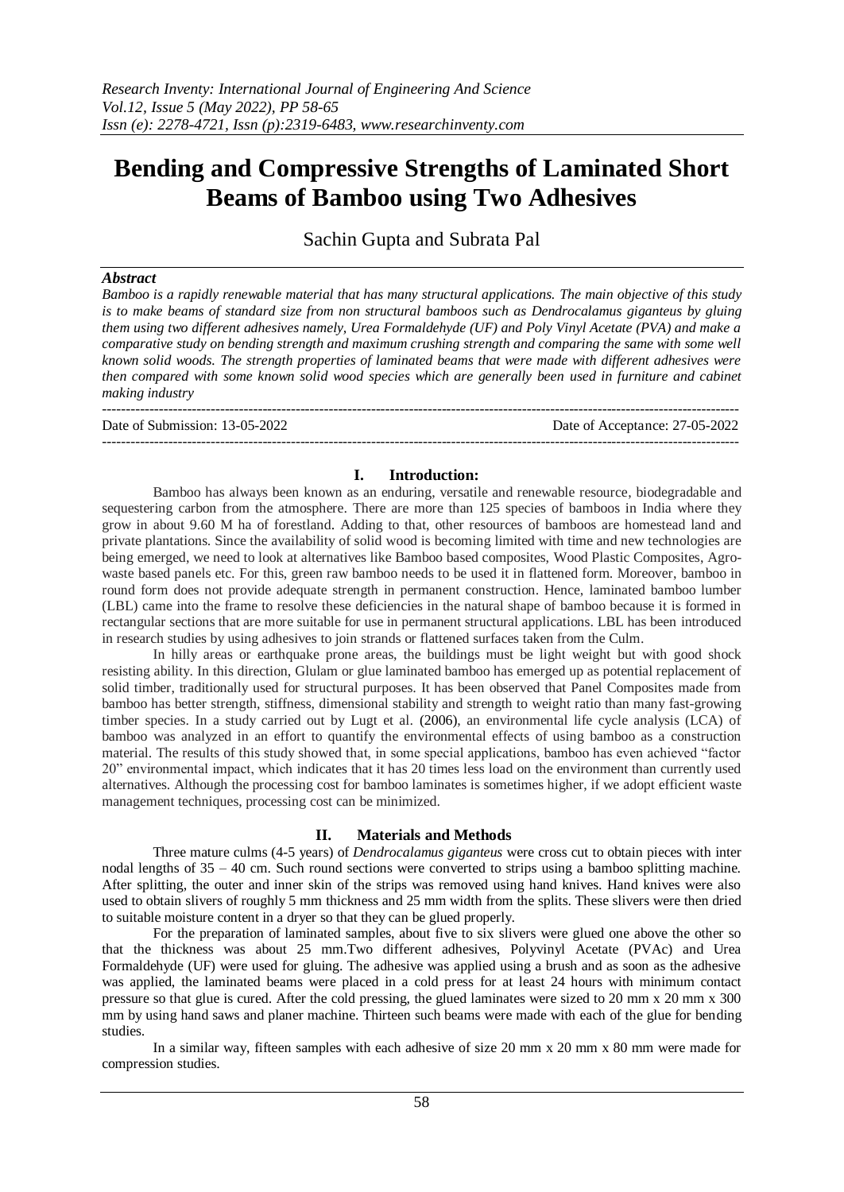# Bending and Compressive Strengths of Laminated Short Beams of Bamboo using Two Adhesives

Sachin Gupta and Subrata Pal

### *Abstract*

*Bamboo is a rapidly renewable material that has many structural applications. The main objective of this study is to make beams of standard size from non structural bamboos such as Dendrocalamus giganteus by gluing them using two different adhesives namely, Urea Formaldehyde (UF) and Poly Vinyl Acetate (PVA) and make a comparative study on bending strength and maximum crushing strength and comparing the same with some well known solid woods. The strength properties of laminated beams that were made with different adhesives were then compared with some known solid wood species which are generally been used in furniture and cabinet making industry*

Date of Submission: 13-05-2022 | Date of Acceptance: 27-05-2022

## I. Introduction:

Bamboo has always been known as an enduring, versatile and renewable resource, biodegradable and sequestering carbon from the atmosphere. There are more than 125 species of bamboos in India where they grow in about 9.60 M ha of forestland. Adding to that, other resources of bamboos are homestead land and private plantations. Since the availability of solid wood is becoming limited with time and new technologies are being emerged, we need to look at alternatives like Bamboo based composites, Wood Plastic Composites, Agro-waste based panels etc. For this, green raw bamboo needs to be used it in flattened form. Moreover, bamboo in round form does not provide adequate strength in permanent construction. Hence, laminated bamboo lumber (LBL) came into the frame to resolve these deficiencies in the natural shape of bamboo because it is formed in rectangular sections that are more suitable for use in permanent structural applications. LBL has been introduced in research studies by using adhesives to join strands or flattened surfaces taken from the Culm.

In hilly areas or earthquake prone areas, the buildings must be light weight but with good shock resisting ability. In this direction, Glulam or glue laminated bamboo has emerged up as potential replacement of solid timber, traditionally used for structural purposes. It has been observed that Panel Composites made from bamboo has better strength, stiffness, dimensional stability and strength to weight ratio than many fast-growing timber species. In a study carried out by Lugt et al. (2006), an environmental life cycle analysis (LCA) of bamboo was analyzed in an effort to quantify the environmental effects of using bamboo as a construction material. The results of this study showed that, in some special applications, bamboo has even achieved "factor 20" environmental impact, which indicates that it has 20 times less load on the environment than currently used alternatives. Although the processing cost for bamboo laminates is sometimes higher, if we adopt efficient waste management techniques, processing cost can be minimized.

## II. Materials and Methods

Three mature culms (4-5 years) of *Dendrocalamus giganteus* were cross cut to obtain pieces with inter nodal lengths of 35 – 40 cm. Such round sections were converted to strips using a bamboo splitting machine. After splitting, the outer and inner skin of the strips was removed using hand knives. Hand knives were also used to obtain slivers of roughly 5 mm thickness and 25 mm width from the splits. These slivers were then dried to suitable moisture content in a dryer so that they can be glued properly.

For the preparation of laminated samples, about five to six slivers were glued one above the other so that the thickness was about 25 mm.Two different adhesives, Polyvinyl Acetate (PVAc) and Urea Formaldehyde (UF) were used for gluing. The adhesive was applied using a brush and as soon as the adhesive was applied, the laminated beams were placed in a cold press for at least 24 hours with minimum contact pressure so that glue is cured. After the cold pressing, the glued laminates were sized to 20 mm x 20 mm x 300 mm by using hand saws and planer machine. Thirteen such beams were made with each of the glue for bending studies.

In a similar way, fifteen samples with each adhesive of size 20 mm x 20 mm x 80 mm were made for compression studies.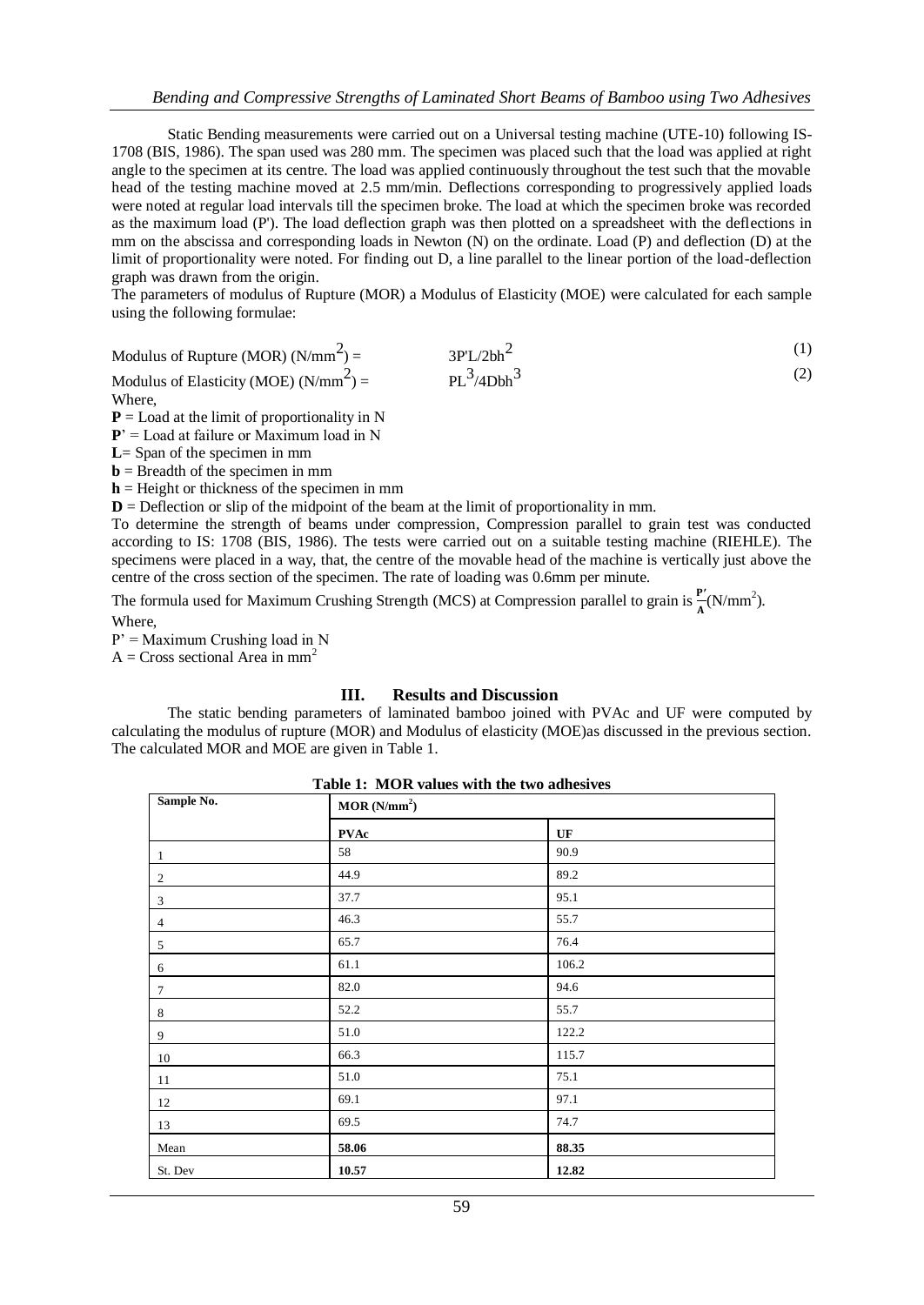Static Bending measurements were carried out on a Universal testing machine (UTE-10) following IS-1708 (BIS, 1986). The span used was 280 mm. The specimen was placed such that the load was applied at right angle to the specimen at its centre. The load was applied continuously throughout the test such that the movable head of the testing machine moved at 2.5 mm/min. Deflections corresponding to progressively applied loads were noted at regular load intervals till the specimen broke. The load at which the specimen broke was recorded as the maximum load (P'). The load deflection graph was then plotted on a spreadsheet with the deflections in mm on the abscissa and corresponding loads in Newton (N) on the ordinate. Load (P) and deflection (D) at the limit of proportionality were noted. For finding out D, a line parallel to the linear portion of the load-deflection graph was drawn from the origin.

The parameters of modulus of Rupture (MOR) a Modulus of Elasticity (MOE) were calculated for each sample using the following formulae:

Modulus of Rupture (MOR) ($N/mm^2$) = $3P'L/2bh^2$ (1)

Modulus of Elasticity (MOE) ($N/mm^2$) = $PL^3/4Dbh^3$ (2)

Where,

**P** = Load at the limit of proportionality in N

**P'** = Load at failure or Maximum load in N

**L**= Span of the specimen in mm

**b** = Breadth of the specimen in mm

**h** = Height or thickness of the specimen in mm

**D** = Deflection or slip of the midpoint of the beam at the limit of proportionality in mm.

To determine the strength of beams under compression, Compression parallel to grain test was conducted according to IS: 1708 (BIS, 1986). The tests were carried out on a suitable testing machine (RIEHLE). The specimens were placed in a way, that, the centre of the movable head of the machine is vertically just above the centre of the cross section of the specimen. The rate of loading was 0.6mm per minute.

The formula used for Maximum Crushing Strength (MCS) at Compression parallel to grain is $\frac{P'}{A}$($N/mm^2$).

Where,

P' = Maximum Crushing load in N

A = Cross sectional Area in $mm^2$

## III. Results and Discussion

The static bending parameters of laminated bamboo joined with PVAc and UF were computed by calculating the modulus of rupture (MOR) and Modulus of elasticity (MOE)as discussed in the previous section. The calculated MOR and MOE are given in Table 1.

**Table 1: MOR values with the two adhesives**

| Sample No. | MOR ($N/mm^2$) | |
|---|---|---|
| | **PVAc** | **UF** |
| 1 | 58 | 90.9 |
| 2 | 44.9 | 89.2 |
| 3 | 37.7 | 95.1 |
| 4 | 46.3 | 55.7 |
| 5 | 65.7 | 76.4 |
| 6 | 61.1 | 106.2 |
| 7 | 82.0 | 94.6 |
| 8 | 52.2 | 55.7 |
| 9 | 51.0 | 122.2 |
| 10 | 66.3 | 115.7 |
| 11 | 51.0 | 75.1 |
| 12 | 69.1 | 97.1 |
| 13 | 69.5 | 74.7 |
| Mean | **58.06** | **88.35** |
| St. Dev | **10.57** | **12.82** |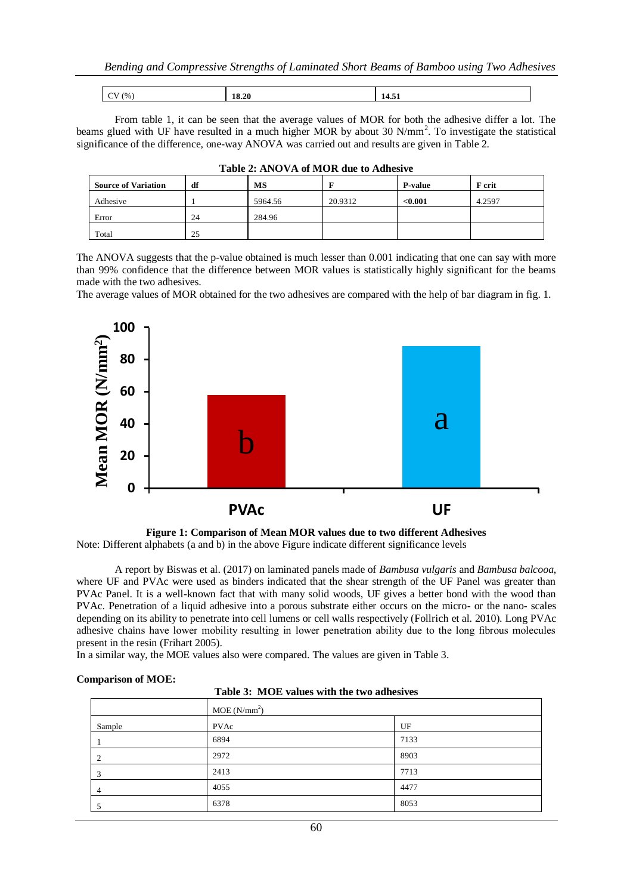| CV (%) | 18.20 | 14.51 |
|---|---|---|

From table 1, it can be seen that the average values of MOR for both the adhesive differ a lot. The beams glued with UF have resulted in a much higher MOR by about 30 N/mm$^2$. To investigate the statistical significance of the difference, one-way ANOVA was carried out and results are given in Table 2.

**Table 2: ANOVA of MOR due to Adhesive**

| Source of Variation | df | MS | F | P-value | F crit |
|---|---|---|---|---|---|
| Adhesive | 1 | 5964.56 | 20.9312 | **<0.001** | 4.2597 |
| Error | 24 | 284.96 | | | |
| Total | 25 | | | | |

The ANOVA suggests that the p-value obtained is much lesser than 0.001 indicating that one can say with more than 99% confidence that the difference between MOR values is statistically highly significant for the beams made with the two adhesives.

The average values of MOR obtained for the two adhesives are compared with the help of bar diagram in fig. 1.

**Figure 1: Comparison of Mean MOR values due to two different Adhesives**

Note: Different alphabets (a and b) in the above Figure indicate different significance levels

A report by Biswas et al. (2017) on laminated panels made of *Bambusa vulgaris* and *Bambusa balcooa*, where UF and PVAc were used as binders indicated that the shear strength of the UF Panel was greater than PVAc Panel. It is a well-known fact that with many solid woods, UF gives a better bond with the wood than PVAc. Penetration of a liquid adhesive into a porous substrate either occurs on the micro- or the nano- scales depending on its ability to penetrate into cell lumens or cell walls respectively (Follrich et al. 2010). Long PVAc adhesive chains have lower mobility resulting in lower penetration ability due to the long fibrous molecules present in the resin (Frihart 2005).

In a similar way, the MOE values also were compared. The values are given in Table 3.

**Comparison of MOE:**

**Table 3: MOE values with the two adhesives**

| | MOE (N/mm$^2$) | |
|---|---|---|
| Sample | PVAc | UF |
| 1 | 6894 | 7133 |
| 2 | 2972 | 8903 |
| 3 | 2413 | 7713 |
| 4 | 4055 | 4477 |
| 5 | 6378 | 8053 |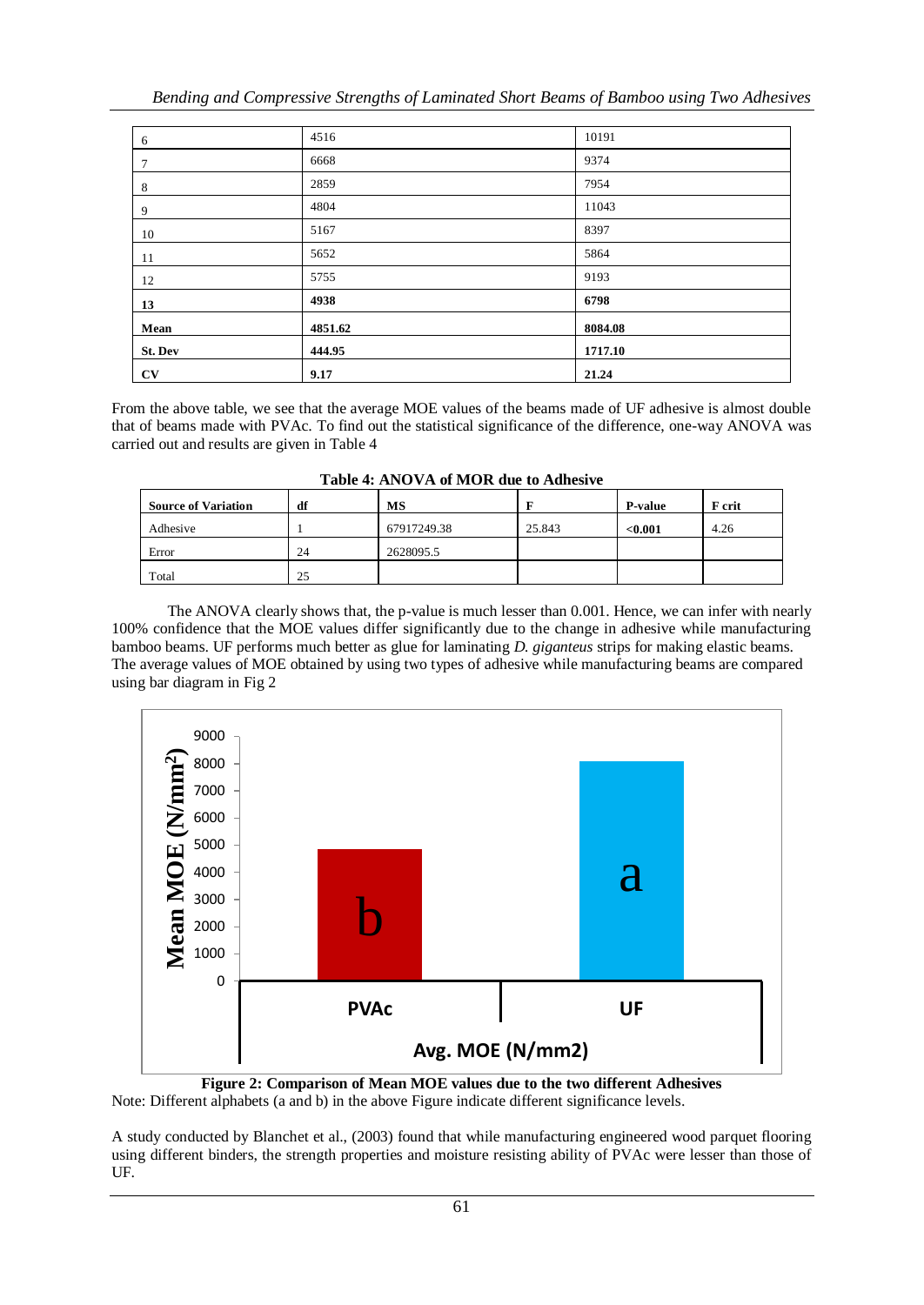| 6 | 4516 | 10191 |
|---|---|---|
| 7 | 6668 | 9374 |
| 8 | 2859 | 7954 |
| 9 | 4804 | 11043 |
| 10 | 5167 | 8397 |
| 11 | 5652 | 5864 |
| 12 | 5755 | 9193 |
| **13** | **4938** | **6798** |
| **Mean** | **4851.62** | **8084.08** |
| **St. Dev** | **444.95** | **1717.10** |
| **CV** | **9.17** | **21.24** |

From the above table, we see that the average MOE values of the beams made of UF adhesive is almost double that of beams made with PVAc. To find out the statistical significance of the difference, one-way ANOVA was carried out and results are given in Table 4

**Table 4: ANOVA of MOR due to Adhesive**

| **Source of Variation** | **df** | **MS** | **F** | **P-value** | **F crit** |
|---|---|---|---|---|---|
| Adhesive | 1 | 67917249.38 | 25.843 | **<0.001** | 4.26 |
| Error | 24 | 2628095.5 | | | |
| Total | 25 | | | | |

The ANOVA clearly shows that, the p-value is much lesser than 0.001. Hence, we can infer with nearly 100% confidence that the MOE values differ significantly due to the change in adhesive while manufacturing bamboo beams. UF performs much better as glue for laminating *D. giganteus* strips for making elastic beams. The average values of MOE obtained by using two types of adhesive while manufacturing beams are compared using bar diagram in Fig 2

**Figure 2: Comparison of Mean MOE values due to the two different Adhesives**

Note: Different alphabets (a and b) in the above Figure indicate different significance levels.

A study conducted by Blanchet et al., (2003) found that while manufacturing engineered wood parquet flooring using different binders, the strength properties and moisture resisting ability of PVAc were lesser than those of UF.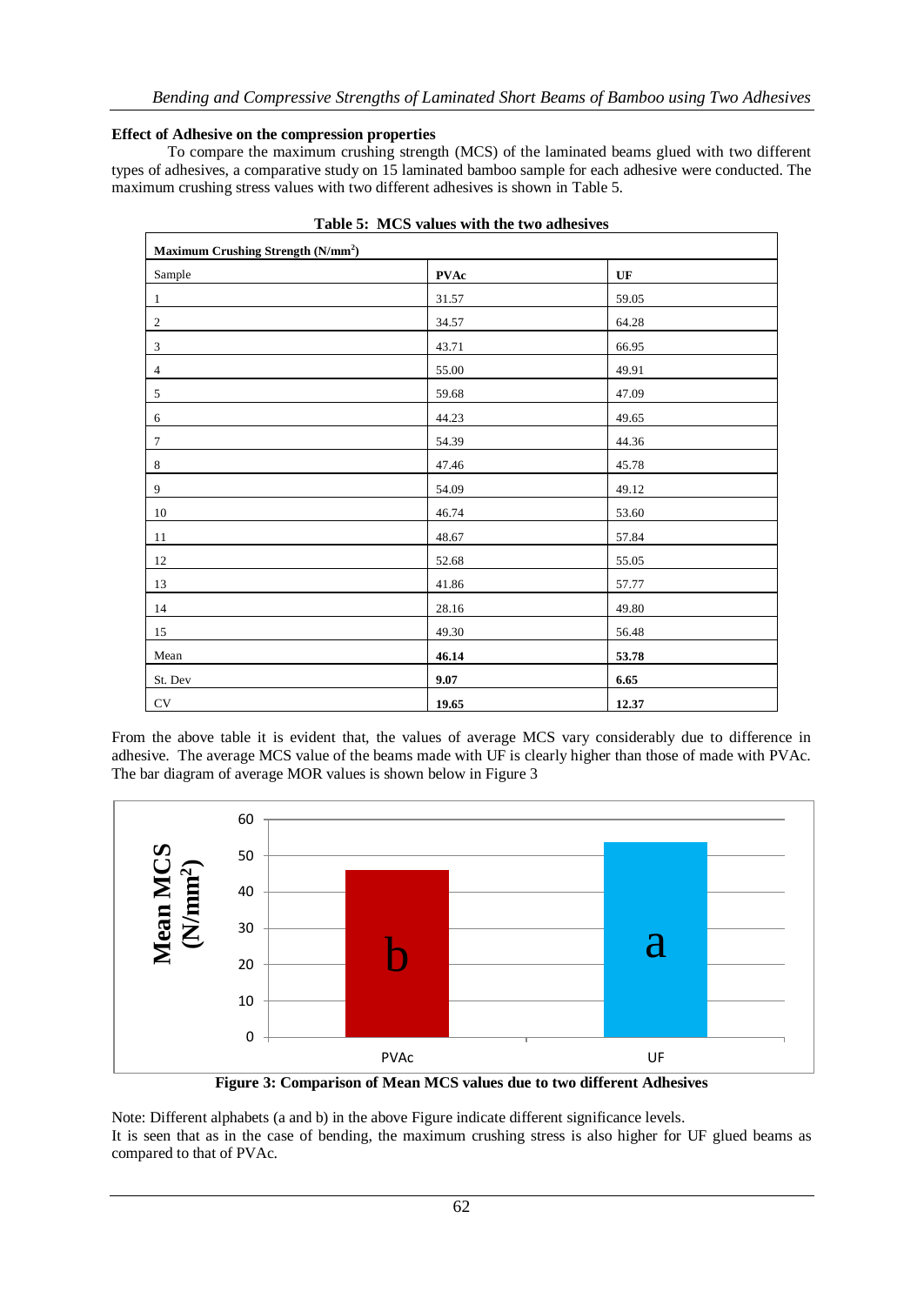**Effect of Adhesive on the compression properties**

To compare the maximum crushing strength (MCS) of the laminated beams glued with two different types of adhesives, a comparative study on 15 laminated bamboo sample for each adhesive were conducted. The maximum crushing stress values with two different adhesives is shown in Table 5.

**Table 5: MCS values with the two adhesives**

| Maximum Crushing Strength ($N/mm^2$) | | |
|---|---|---|
| Sample | **PVAc** | **UF** |
| 1 | 31.57 | 59.05 |
| 2 | 34.57 | 64.28 |
| 3 | 43.71 | 66.95 |
| 4 | 55.00 | 49.91 |
| 5 | 59.68 | 47.09 |
| 6 | 44.23 | 49.65 |
| 7 | 54.39 | 44.36 |
| 8 | 47.46 | 45.78 |
| 9 | 54.09 | 49.12 |
| 10 | 46.74 | 53.60 |
| 11 | 48.67 | 57.84 |
| 12 | 52.68 | 55.05 |
| 13 | 41.86 | 57.77 |
| 14 | 28.16 | 49.80 |
| 15 | 49.30 | 56.48 |
| Mean | **46.14** | **53.78** |
| St. Dev | **9.07** | **6.65** |
| CV | **19.65** | **12.37** |

From the above table it is evident that, the values of average MCS vary considerably due to difference in adhesive. The average MCS value of the beams made with UF is clearly higher than those of made with PVAc. The bar diagram of average MOR values is shown below in Figure 3

**Figure 3: Comparison of Mean MCS values due to two different Adhesives**

Note: Different alphabets (a and b) in the above Figure indicate different significance levels.
It is seen that as in the case of bending, the maximum crushing stress is also higher for UF glued beams as compared to that of PVAc.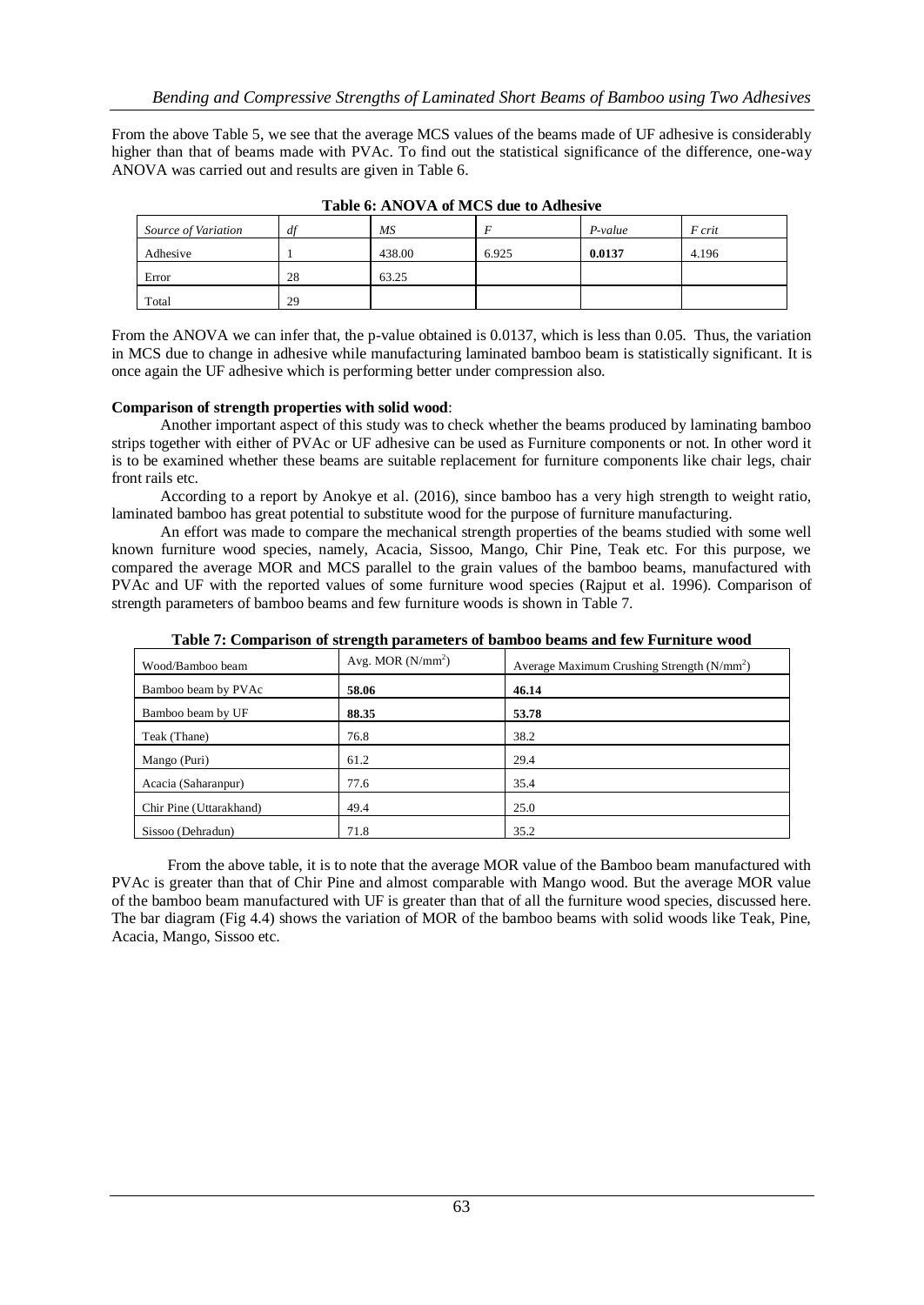From the above Table 5, we see that the average MCS values of the beams made of UF adhesive is considerably higher than that of beams made with PVAc. To find out the statistical significance of the difference, one-way ANOVA was carried out and results are given in Table 6.

**Table 6: ANOVA of MCS due to Adhesive**

| *Source of Variation* | *df* | *MS* | *F* | *P-value* | *F crit* |
|---|---|---|---|---|---|
| Adhesive | 1 | 438.00 | 6.925 | **0.0137** | 4.196 |
| Error | 28 | 63.25 | | | |
| Total | 29 | | | | |

From the ANOVA we can infer that, the p-value obtained is 0.0137, which is less than 0.05. Thus, the variation in MCS due to change in adhesive while manufacturing laminated bamboo beam is statistically significant. It is once again the UF adhesive which is performing better under compression also.

**Comparison of strength properties with solid wood**:

Another important aspect of this study was to check whether the beams produced by laminating bamboo strips together with either of PVAc or UF adhesive can be used as Furniture components or not. In other word it is to be examined whether these beams are suitable replacement for furniture components like chair legs, chair front rails etc.

According to a report by Anokye et al. (2016), since bamboo has a very high strength to weight ratio, laminated bamboo has great potential to substitute wood for the purpose of furniture manufacturing.

An effort was made to compare the mechanical strength properties of the beams studied with some well known furniture wood species, namely, Acacia, Sissoo, Mango, Chir Pine, Teak etc. For this purpose, we compared the average MOR and MCS parallel to the grain values of the bamboo beams, manufactured with PVAc and UF with the reported values of some furniture wood species (Rajput et al. 1996). Comparison of strength parameters of bamboo beams and few furniture woods is shown in Table 7.

**Table 7: Comparison of strength parameters of bamboo beams and few Furniture wood**

| Wood/Bamboo beam | Avg. MOR ($N/mm^2$) | Average Maximum Crushing Strength ($N/mm^2$) |
|---|---|---|
| Bamboo beam by PVAc | **58.06** | **46.14** |
| Bamboo beam by UF | **88.35** | **53.78** |
| Teak (Thane) | 76.8 | 38.2 |
| Mango (Puri) | 61.2 | 29.4 |
| Acacia (Saharanpur) | 77.6 | 35.4 |
| Chir Pine (Uttarakhand) | 49.4 | 25.0 |
| Sissoo (Dehradun) | 71.8 | 35.2 |

From the above table, it is to note that the average MOR value of the Bamboo beam manufactured with PVAc is greater than that of Chir Pine and almost comparable with Mango wood. But the average MOR value of the bamboo beam manufactured with UF is greater than that of all the furniture wood species, discussed here. The bar diagram (Fig 4.4) shows the variation of MOR of the bamboo beams with solid woods like Teak, Pine, Acacia, Mango, Sissoo etc.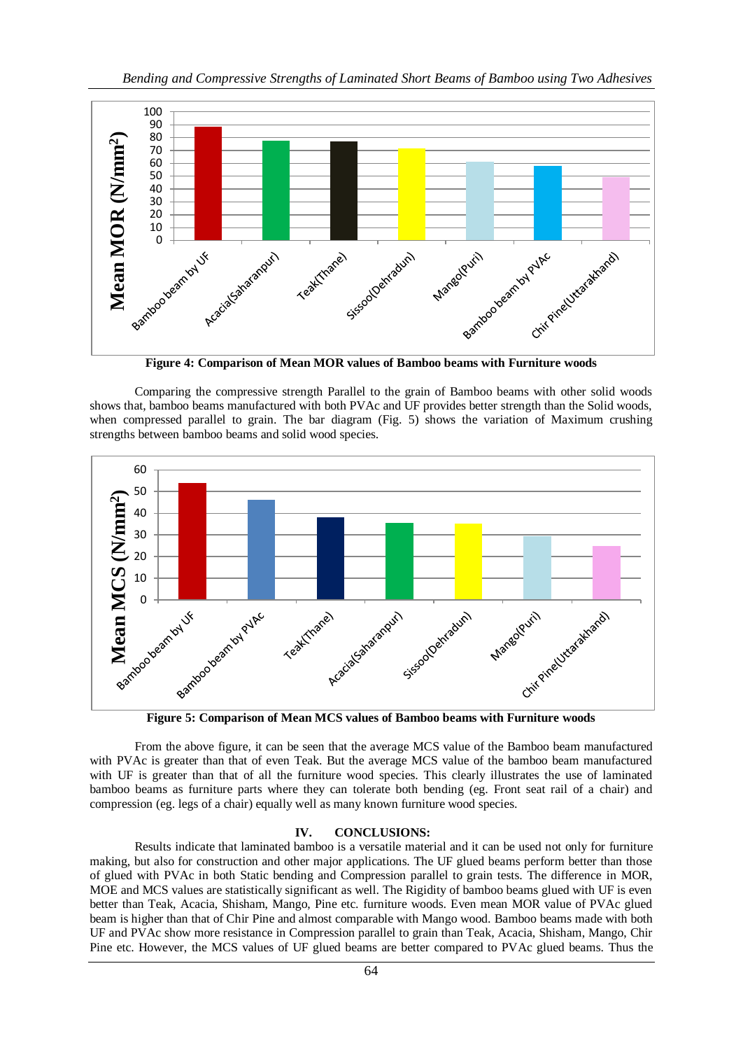Figure 4: Comparison of Mean MOR values of Bamboo beams with Furniture woods

Comparing the compressive strength Parallel to the grain of Bamboo beams with other solid woods shows that, bamboo beams manufactured with both PVAc and UF provides better strength than the Solid woods, when compressed parallel to grain. The bar diagram (Fig. 5) shows the variation of Maximum crushing strengths between bamboo beams and solid wood species.

Figure 5: Comparison of Mean MCS values of Bamboo beams with Furniture woods

From the above figure, it can be seen that the average MCS value of the Bamboo beam manufactured with PVAc is greater than that of even Teak. But the average MCS value of the bamboo beam manufactured with UF is greater than that of all the furniture wood species. This clearly illustrates the use of laminated bamboo beams as furniture parts where they can tolerate both bending (eg. Front seat rail of a chair) and compression (eg. legs of a chair) equally well as many known furniture wood species.

## IV. CONCLUSIONS:

Results indicate that laminated bamboo is a versatile material and it can be used not only for furniture making, but also for construction and other major applications. The UF glued beams perform better than those of glued with PVAc in both Static bending and Compression parallel to grain tests. The difference in MOR, MOE and MCS values are statistically significant as well. The Rigidity of bamboo beams glued with UF is even better than Teak, Acacia, Shisham, Mango, Pine etc. furniture woods. Even mean MOR value of PVAc glued beam is higher than that of Chir Pine and almost comparable with Mango wood. Bamboo beams made with both UF and PVAc show more resistance in Compression parallel to grain than Teak, Acacia, Shisham, Mango, Chir Pine etc. However, the MCS values of UF glued beams are better compared to PVAc glued beams. Thus the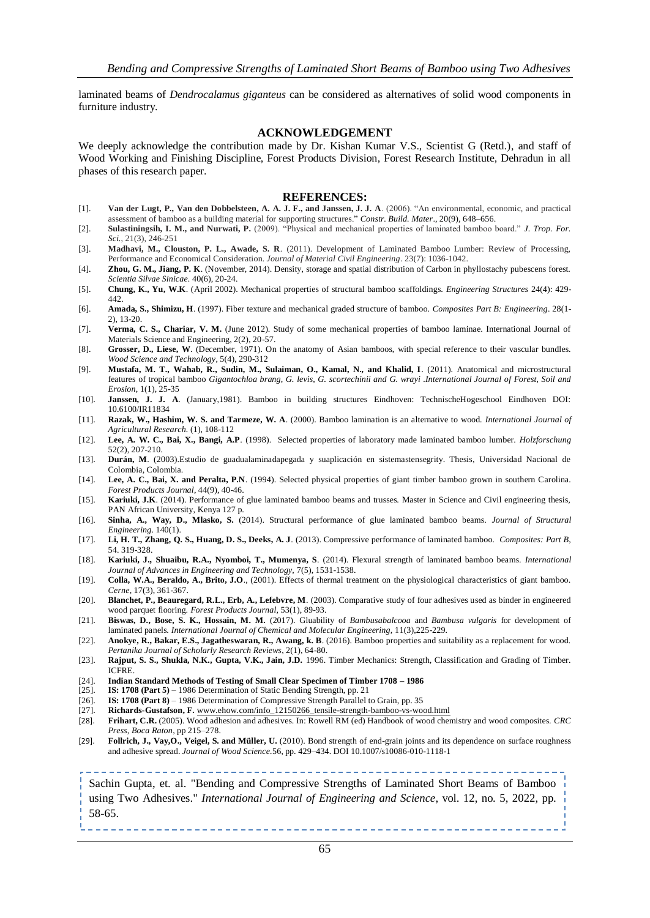laminated beams of *Dendrocalamus giganteus* can be considered as alternatives of solid wood components in furniture industry.

## ACKNOWLEDGEMENT

We deeply acknowledge the contribution made by Dr. Kishan Kumar V.S., Scientist G (Retd.), and staff of Wood Working and Finishing Discipline, Forest Products Division, Forest Research Institute, Dehradun in all phases of this research paper.

## REFERENCES:

[1]. **Van der Lugt, P., Van den Dobbelsteen, A. A. J. F., and Janssen, J. J. A**. (2006). "An environmental, economic, and practical assessment of bamboo as a building material for supporting structures." *Constr. Build. Mater*., 20(9), 648–656.

[2]. **Sulastiningsih, I. M., and Nurwati, P.** (2009). "Physical and mechanical properties of laminated bamboo board." *J. Trop. For. Sci.*, 21(3), 246-251

[3]. **Madhavi, M., Clouston, P. L., Awade, S. R**. (2011). Development of Laminated Bamboo Lumber: Review of Processing, Performance and Economical Consideration. *Journal of Material Civil Engineering*. 23(7): 1036-1042.

[4]. **Zhou, G. M., Jiang, P. K**. (November, 2014). Density, storage and spatial distribution of Carbon in phyllostachy pubescens forest. *Scientia Silvae Sinicae.* 40(6), 20-24.

[5]. **Chung, K., Yu, W.K**. (April 2002). Mechanical properties of structural bamboo scaffoldings. *Engineering Structures* 24(4): 429-442.

[6]. **Amada, S., Shimizu, H**. (1997). Fiber texture and mechanical graded structure of bamboo. *Composites Part B: Engineering*. 28(1-2), 13-20.

[7]. **Verma, C. S., Chariar, V. M.** (June 2012). Study of some mechanical properties of bamboo laminae. International Journal of Materials Science and Engineering, 2(2), 20-57.

[8]. **Grosser, D., Liese, W**. (December, 1971). On the anatomy of Asian bamboos, with special reference to their vascular bundles. *Wood Science and Technology*, 5(4), 290-312

[9]. **Mustafa, M. T., Wahab, R., Sudin, M., Sulaiman, O., Kamal, N., and Khalid, I**. (2011). Anatomical and microstructural features of tropical bamboo *Gigantochloa brang, G. levis, G. scortechinii and G. wrayi .International Journal of Forest, Soil and Erosion*, 1(1), 25-35

[10]. **Janssen, J. J. A**. (January,1981). Bamboo in building structures Eindhoven: TechnischeHogeschool Eindhoven DOI: 10.6100/IR11834

[11]. **Razak, W., Hashim, W. S. and Tarmeze, W. A**. (2000). Bamboo lamination is an alternative to wood. *International Journal of Agricultural Research.* (1), 108-112

[12]. **Lee, A. W. C., Bai, X., Bangi, A.P**. (1998). Selected properties of laboratory made laminated bamboo lumber. *Holzforschung* 52(2), 207-210.

[13]. **Durán, M**. (2003).Estudio de guadualaminadapegada y suaplicación en sistemastensegrity. Thesis, Universidad Nacional de Colombia, Colombia.

[14]. **Lee, A. C., Bai, X. and Peralta, P.N**. (1994). Selected physical properties of giant timber bamboo grown in southern Carolina. *Forest Products Journal*, 44(9), 40-46.

[15]. **Kariuki, J.K**. (2014). Performance of glue laminated bamboo beams and trusses. Master in Science and Civil engineering thesis, PAN African University, Kenya 127 p.

[16]. **Sinha, A., Way, D., Mlasko, S.** (2014). Structural performance of glue laminated bamboo beams. *Journal of Structural Engineering*. 140(1).

[17]. **Li, H. T., Zhang, Q. S., Huang, D. S., Deeks, A. J**. (2013). Compressive performance of laminated bamboo. *Composites: Part B*, 54. 319-328.

[18]. **Kariuki, J., Shuaibu, R.A., Nyomboi, T., Mumenya, S**. (2014). Flexural strength of laminated bamboo beams. *International Journal of Advances in Engineering and Technology*, 7(5), 1531-1538.

[19]. **Colla, W.A., Beraldo, A., Brito, J.O**., (2001). Effects of thermal treatment on the physiological characteristics of giant bamboo. *Cerne*, 17(3), 361-367.

[20]. **Blanchet, P., Beauregard, R.L., Erb, A., Lefebvre, M**. (2003). Comparative study of four adhesives used as binder in engineered wood parquet flooring. *Forest Products Journal*, 53(1), 89-93.

[21]. **Biswas, D., Bose, S. K., Hossain, M. M.** (2017). Gluability of *Bambusabalcooa* and *Bambusa vulgaris* for development of laminated panels. *International Journal of Chemical and Molecular Engineering*, 11(3),225-229.

[22]. **Anokye, R., Bakar, E.S., Jagatheswaran, R., Awang, k. B**. (2016). Bamboo properties and suitability as a replacement for wood. *Pertanika Journal of Scholarly Research Reviews*, 2(1), 64-80.

[23]. **Rajput, S. S., Shukla, N.K., Gupta, V.K., Jain, J.D.** 1996. Timber Mechanics: Strength, Classification and Grading of Timber. ICFRE.

[24]. **Indian Standard Methods of Testing of Small Clear Specimen of Timber 1708 – 1986**

[25]. **IS: 1708 (Part 5)** – 1986 Determination of Static Bending Strength, pp. 21

[26]. **IS: 1708 (Part 8)** – 1986 Determination of Compressive Strength Parallel to Grain, pp. 35

[27]. **Richards-Gustafson, F.** www.ehow.com/info_12150266_tensile-strength-bamboo-vs-wood.html

[28]. **Frihart, C.R.** (2005). Wood adhesion and adhesives. In: Rowell RM (ed) Handbook of wood chemistry and wood composites. *CRC Press, Boca Raton*, pp 215–278.

[29]. **Follrich, J., Vay,O., Veigel, S. and Müller, U.** (2010). Bond strength of end-grain joints and its dependence on surface roughness and adhesive spread. *Journal of Wood Science*.56, pp. 429–434. DOI 10.1007/s10086-010-1118-1

Sachin Gupta, et. al. "Bending and Compressive Strengths of Laminated Short Beams of Bamboo using Two Adhesives." *International Journal of Engineering and Science*, vol. 12, no. 5, 2022, pp. 58-65.